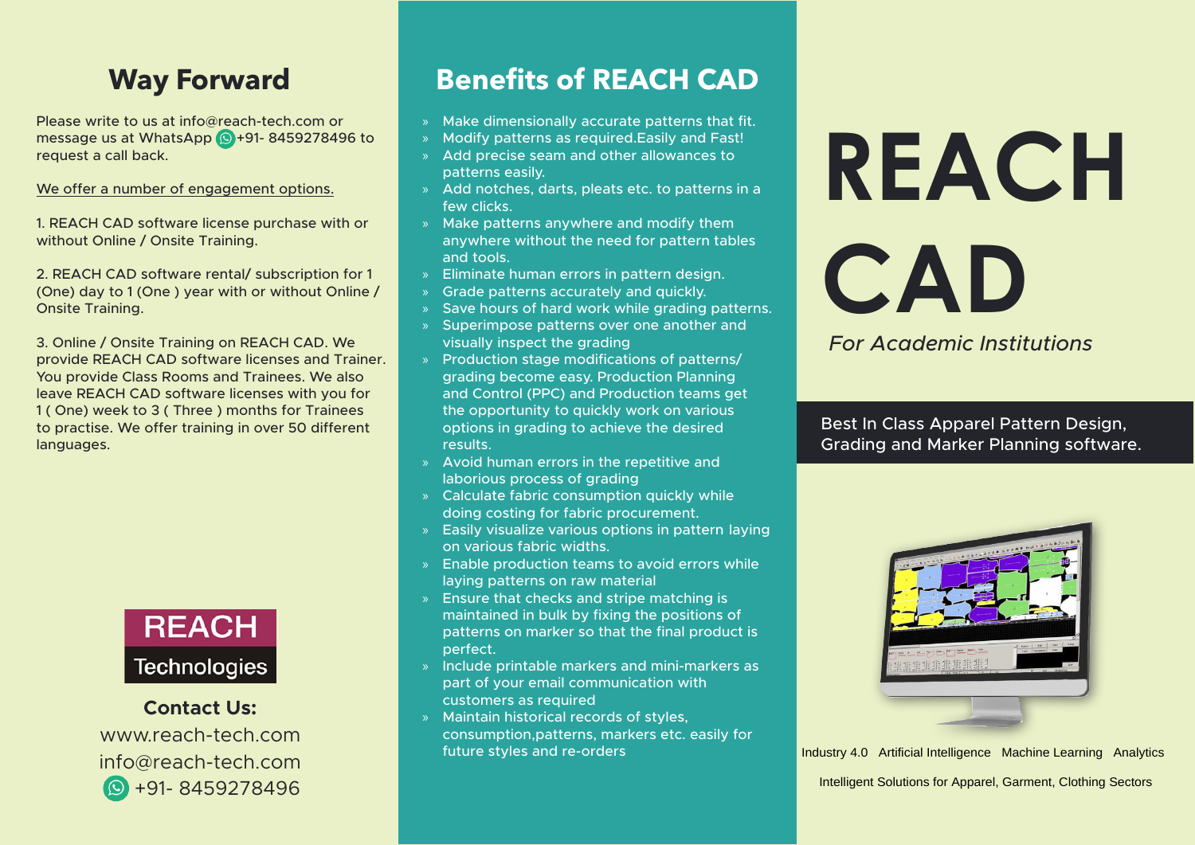## Way Forward

Please write to us at info@reach-tech.com or message us at WhatsApp +91- 8459278496 to request a call back.

We offer a number of engagement options.

1. REACH CAD software license purchase with or without Online / Onsite Training.

2. REACH CAD software rental/ subscription for 1 (One) day to 1 (One ) year with or without Online / Onsite Training.

3. Online / Onsite Training on REACH CAD. We provide REACH CAD software licenses and Trainer. You provide Class Rooms and Trainees. We also leave REACH CAD software licenses with you for 1 ( One) week to 3 ( Three ) months for Trainees to practise. We offer training in over 50 different languages.

REACH Technologies

**Contact Us:**

www.reach-tech.com

info@reach-tech.com

+91- 8459278496

## Benefits of REACH CAD

- Make dimensionally accurate patterns that fit.
- Modify patterns as required.Easily and Fast!
- Add precise seam and other allowances to patterns easily.
- Add notches, darts, pleats etc. to patterns in a few clicks.
- Make patterns anywhere and modify them anywhere without the need for pattern tables and tools.
- Eliminate human errors in pattern design.
- Grade patterns accurately and quickly.
- Save hours of hard work while grading patterns.
- Superimpose patterns over one another and visually inspect the grading
- Production stage modifications of patterns/ grading become easy. Production Planning and Control (PPC) and Production teams get the opportunity to quickly work on various options in grading to achieve the desired results.
- Avoid human errors in the repetitive and laborious process of grading
- Calculate fabric consumption quickly while doing costing for fabric procurement.
- Easily visualize various options in pattern laying on various fabric widths.
- Enable production teams to avoid errors while laying patterns on raw material
- Ensure that checks and stripe matching is maintained in bulk by fixing the positions of patterns on marker so that the final product is perfect.
- Include printable markers and mini-markers as part of your email communication with customers as required
- Maintain historical records of styles, consumption,patterns, markers etc. easily for future styles and re-orders

# REACH CAD

*For Academic Institutions*

Best In Class Apparel Pattern Design, Grading and Marker Planning software.

Industry 4.0 Artificial Intelligence Machine Learning Analytics

Intelligent Solutions for Apparel, Garment, Clothing Sectors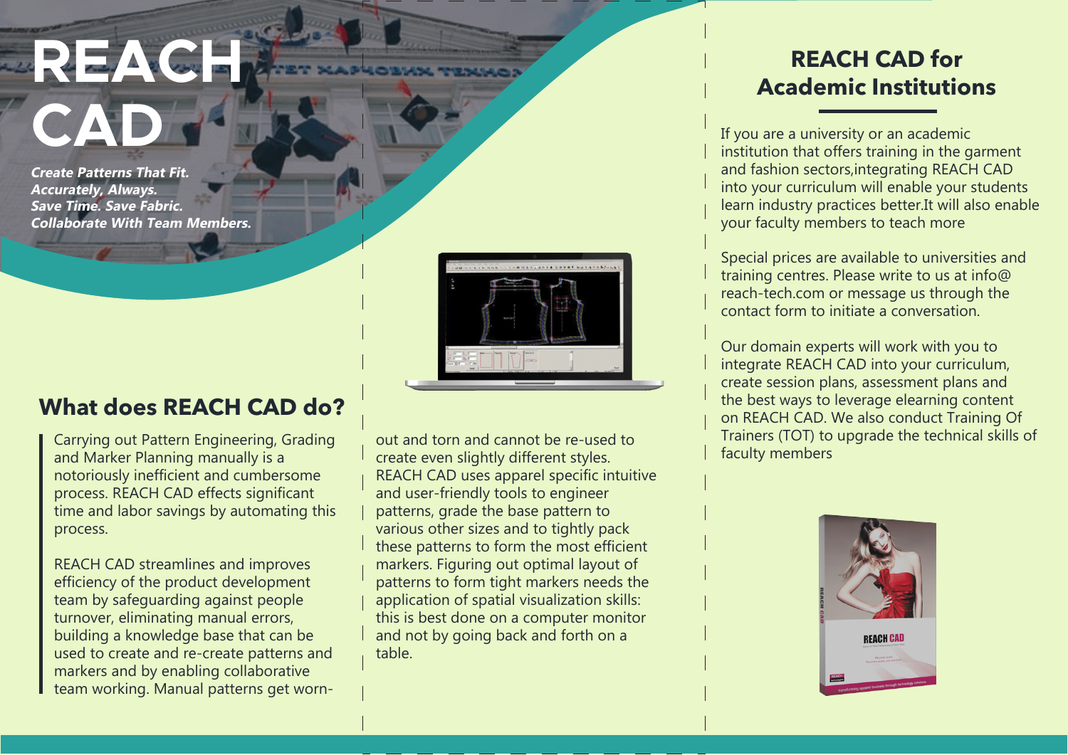# REACH CAD

***Create Patterns That Fit. Accurately, Always. Save Time. Save Fabric. Collaborate With Team Members.***

## What does REACH CAD do?

Carrying out Pattern Engineering, Grading and Marker Planning manually is a notoriously inefficient and cumbersome process. REACH CAD effects significant time and labor savings by automating this process.

REACH CAD streamlines and improves efficiency of the product development team by safeguarding against people turnover, eliminating manual errors, building a knowledge base that can be used to create and re-create patterns and markers and by enabling collaborative team working. Manual patterns get worn-out and torn and cannot be re-used to create even slightly different styles. REACH CAD uses apparel specific intuitive and user-friendly tools to engineer patterns, grade the base pattern to various other sizes and to tightly pack these patterns to form the most efficient markers. Figuring out optimal layout of patterns to form tight markers needs the application of spatial visualization skills: this is best done on a computer monitor and not by going back and forth on a table.

## REACH CAD for Academic Institutions

If you are a university or an academic institution that offers training in the garment and fashion sectors,integrating REACH CAD into your curriculum will enable your students learn industry practices better.It will also enable your faculty members to teach more

Special prices are available to universities and training centres. Please write to us at info@ reach-tech.com or message us through the contact form to initiate a conversation.

Our domain experts will work with you to integrate REACH CAD into your curriculum, create session plans, assessment plans and the best ways to leverage elearning content on REACH CAD. We also conduct Training Of Trainers (TOT) to upgrade the technical skills of faculty members